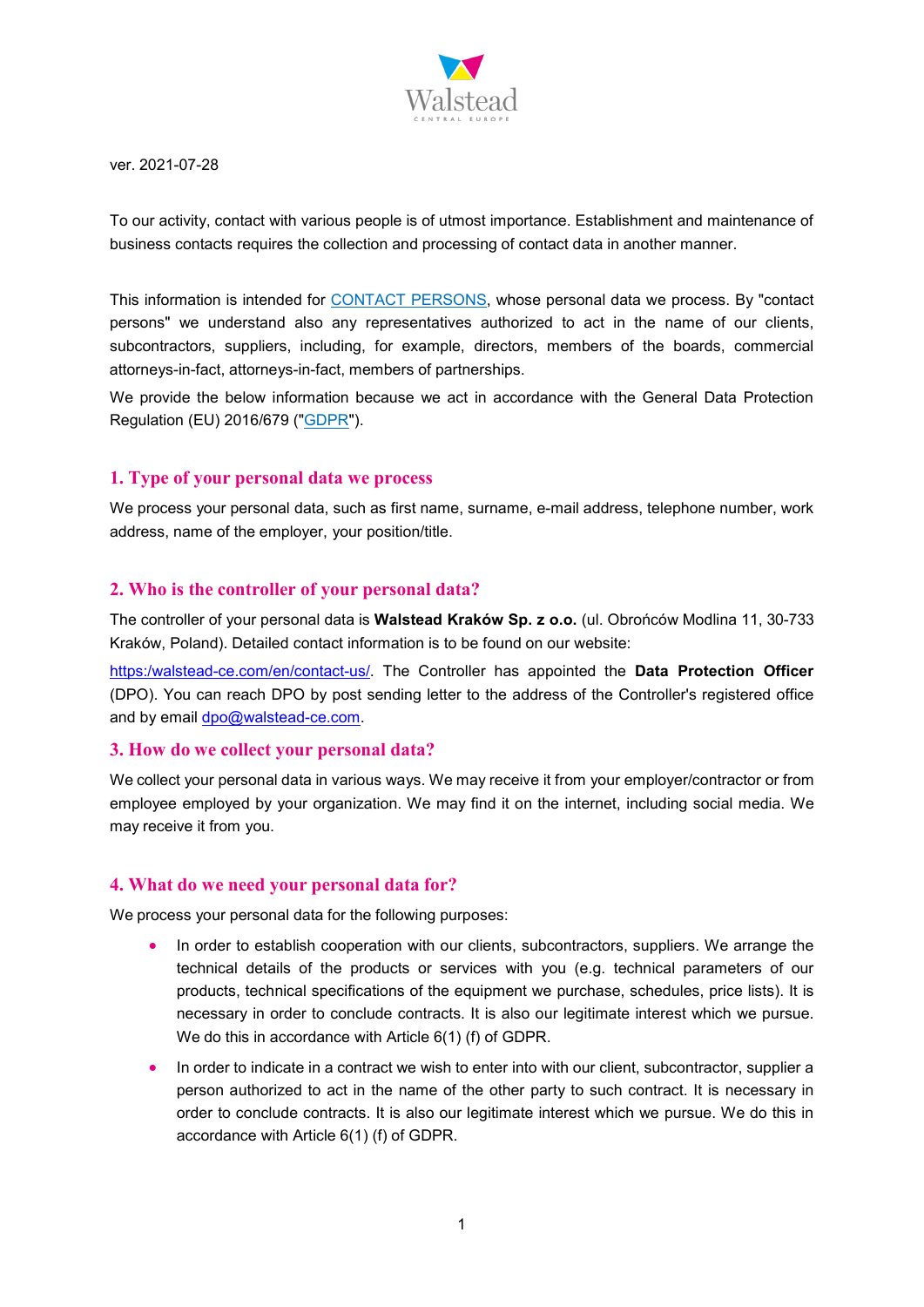ver. 2021-07-28

To our activity, contact with various people is of utmost importance. Establishment and maintenance of business contacts requires the collection and processing of contact data in another manner.

This information is intended for CONTACT PERSONS, whose personal data we process. By "contact persons" we understand also any representatives authorized to act in the name of our clients, subcontractors, suppliers, including, for example, directors, members of the boards, commercial attorneys-in-fact, attorneys-in-fact, members of partnerships.

We provide the below information because we act in accordance with the General Data Protection Regulation (EU) 2016/679 ("GDPR").

## 1. Type of your personal data we process

We process your personal data, such as first name, surname, e-mail address, telephone number, work address, name of the employer, your position/title.

## 2. Who is the controller of your personal data?

The controller of your personal data is **Walstead Kraków Sp. z o.o.** (ul. Obrońców Modlina 11, 30-733 Kraków, Poland). Detailed contact information is to be found on our website: https:/walstead-ce.com/en/contact-us/. The Controller has appointed the **Data Protection Officer** (DPO). You can reach DPO by post sending letter to the address of the Controller's registered office and by email dpo@walstead-ce.com.

## 3. How do we collect your personal data?

We collect your personal data in various ways. We may receive it from your employer/contractor or from employee employed by your organization. We may find it on the internet, including social media. We may receive it from you.

## 4. What do we need your personal data for?

We process your personal data for the following purposes:

- In order to establish cooperation with our clients, subcontractors, suppliers. We arrange the technical details of the products or services with you (e.g. technical parameters of our products, technical specifications of the equipment we purchase, schedules, price lists). It is necessary in order to conclude contracts. It is also our legitimate interest which we pursue. We do this in accordance with Article 6(1) (f) of GDPR.
- In order to indicate in a contract we wish to enter into with our client, subcontractor, supplier a person authorized to act in the name of the other party to such contract. It is necessary in order to conclude contracts. It is also our legitimate interest which we pursue. We do this in accordance with Article 6(1) (f) of GDPR.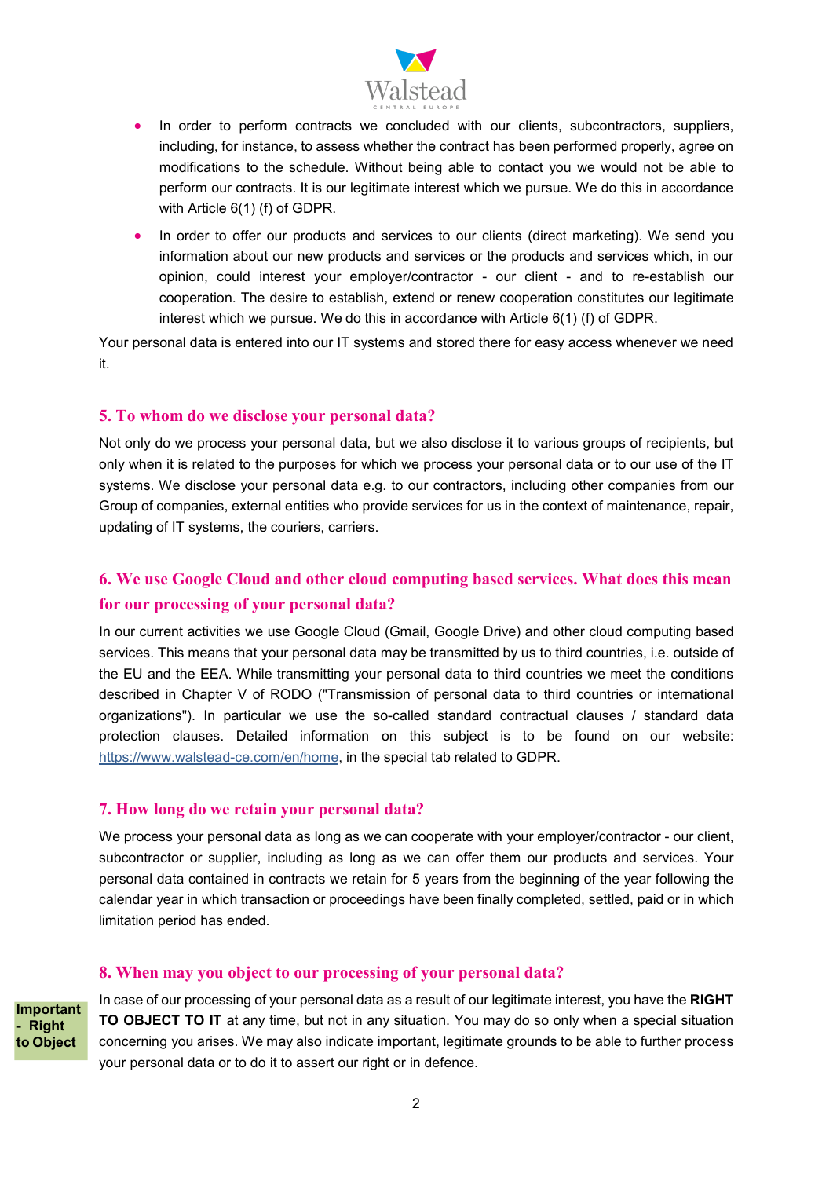- In order to perform contracts we concluded with our clients, subcontractors, suppliers, including, for instance, to assess whether the contract has been performed properly, agree on modifications to the schedule. Without being able to contact you we would not be able to perform our contracts. It is our legitimate interest which we pursue. We do this in accordance with Article 6(1) (f) of GDPR.
- In order to offer our products and services to our clients (direct marketing). We send you information about our new products and services or the products and services which, in our opinion, could interest your employer/contractor - our client - and to re-establish our cooperation. The desire to establish, extend or renew cooperation constitutes our legitimate interest which we pursue. We do this in accordance with Article 6(1) (f) of GDPR.

Your personal data is entered into our IT systems and stored there for easy access whenever we need it.

## 5. To whom do we disclose your personal data?

Not only do we process your personal data, but we also disclose it to various groups of recipients, but only when it is related to the purposes for which we process your personal data or to our use of the IT systems. We disclose your personal data e.g. to our contractors, including other companies from our Group of companies, external entities who provide services for us in the context of maintenance, repair, updating of IT systems, the couriers, carriers.

## 6. We use Google Cloud and other cloud computing based services. What does this mean for our processing of your personal data?

In our current activities we use Google Cloud (Gmail, Google Drive) and other cloud computing based services. This means that your personal data may be transmitted by us to third countries, i.e. outside of the EU and the EEA. While transmitting your personal data to third countries we meet the conditions described in Chapter V of RODO ("Transmission of personal data to third countries or international organizations"). In particular we use the so-called standard contractual clauses / standard data protection clauses. Detailed information on this subject is to be found on our website: https://www.walstead-ce.com/en/home, in the special tab related to GDPR.

## 7. How long do we retain your personal data?

We process your personal data as long as we can cooperate with your employer/contractor - our client, subcontractor or supplier, including as long as we can offer them our products and services. Your personal data contained in contracts we retain for 5 years from the beginning of the year following the calendar year in which transaction or proceedings have been finally completed, settled, paid or in which limitation period has ended.

## 8. When may you object to our processing of your personal data?

**Important - Right to Object**

In case of our processing of your personal data as a result of our legitimate interest, you have the **RIGHT TO OBJECT TO IT** at any time, but not in any situation. You may do so only when a special situation concerning you arises. We may also indicate important, legitimate grounds to be able to further process your personal data or to do it to assert our right or in defence.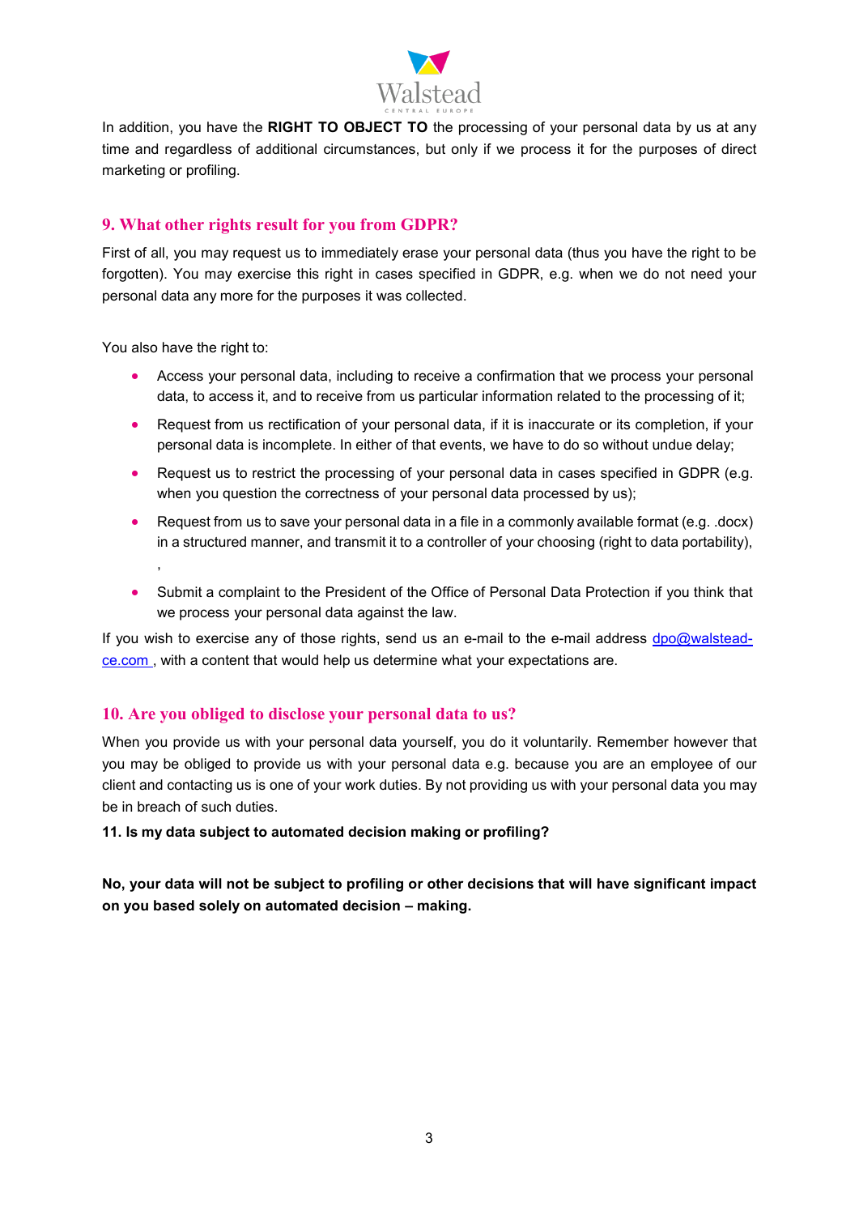In addition, you have the **RIGHT TO OBJECT TO** the processing of your personal data by us at any time and regardless of additional circumstances, but only if we process it for the purposes of direct marketing or profiling.

## 9. What other rights result for you from GDPR?

First of all, you may request us to immediately erase your personal data (thus you have the right to be forgotten). You may exercise this right in cases specified in GDPR, e.g. when we do not need your personal data any more for the purposes it was collected.

You also have the right to:

- Access your personal data, including to receive a confirmation that we process your personal data, to access it, and to receive from us particular information related to the processing of it;
- Request from us rectification of your personal data, if it is inaccurate or its completion, if your personal data is incomplete. In either of that events, we have to do so without undue delay;
- Request us to restrict the processing of your personal data in cases specified in GDPR (e.g. when you question the correctness of your personal data processed by us);
- Request from us to save your personal data in a file in a commonly available format (e.g. .docx) in a structured manner, and transmit it to a controller of your choosing (right to data portability), ,
- Submit a complaint to the President of the Office of Personal Data Protection if you think that we process your personal data against the law.

If you wish to exercise any of those rights, send us an e-mail to the e-mail address dpo@walstead-ce.com , with a content that would help us determine what your expectations are.

## 10. Are you obliged to disclose your personal data to us?

When you provide us with your personal data yourself, you do it voluntarily. Remember however that you may be obliged to provide us with your personal data e.g. because you are an employee of our client and contacting us is one of your work duties. By not providing us with your personal data you may be in breach of such duties.

**11. Is my data subject to automated decision making or profiling?**

**No, your data will not be subject to profiling or other decisions that will have significant impact on you based solely on automated decision – making.**